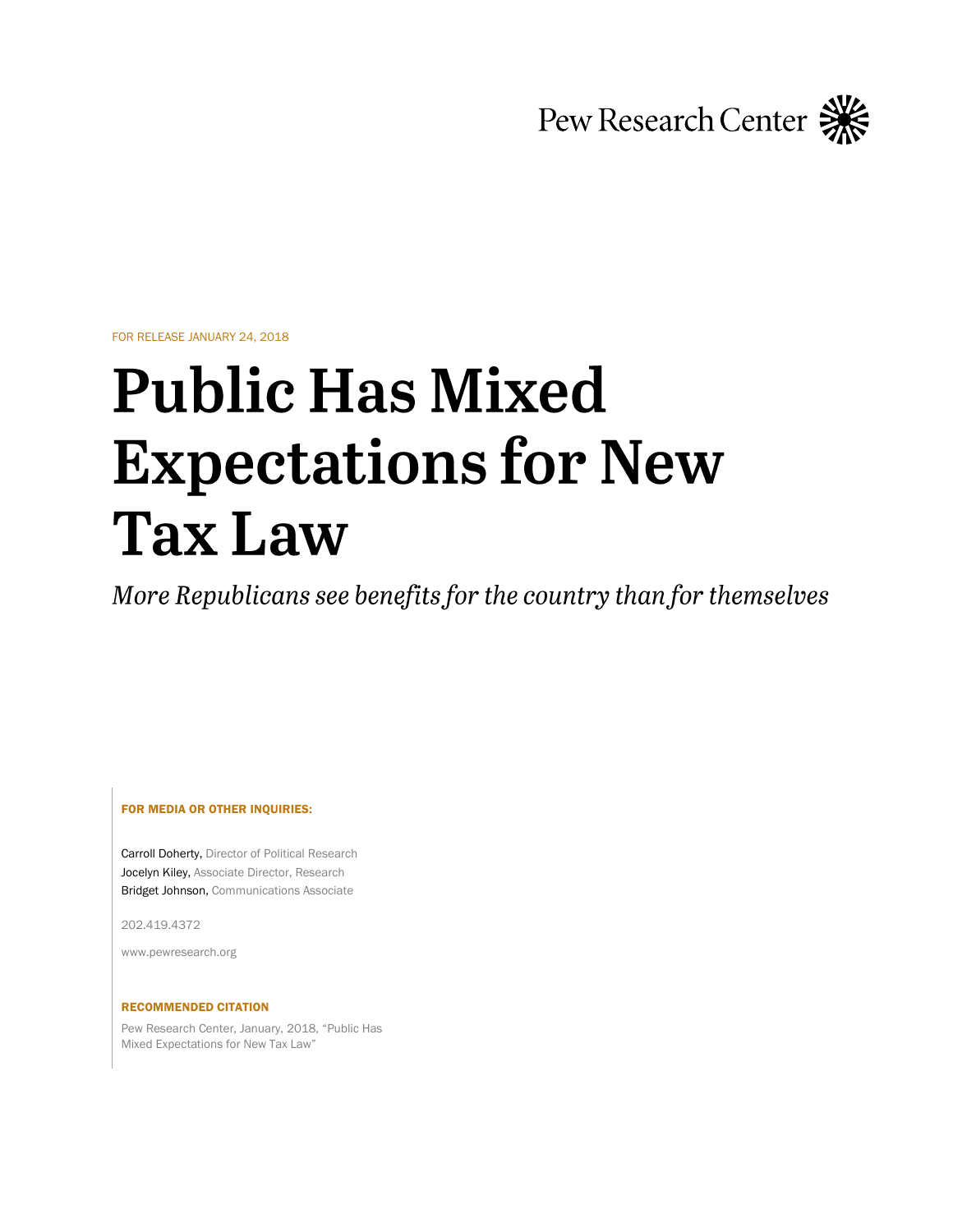Pew Research Center

FOR RELEASE JANUARY 24, 2018

# Public Has Mixed Expectations for New Tax Law

*More Republicans see benefits for the country than for themselves*

**FOR MEDIA OR OTHER INQUIRIES:**

Carroll Doherty, Director of Political Research
Jocelyn Kiley, Associate Director, Research
Bridget Johnson, Communications Associate

202.419.4372

www.pewresearch.org

**RECOMMENDED CITATION**

Pew Research Center, January, 2018, "Public Has Mixed Expectations for New Tax Law"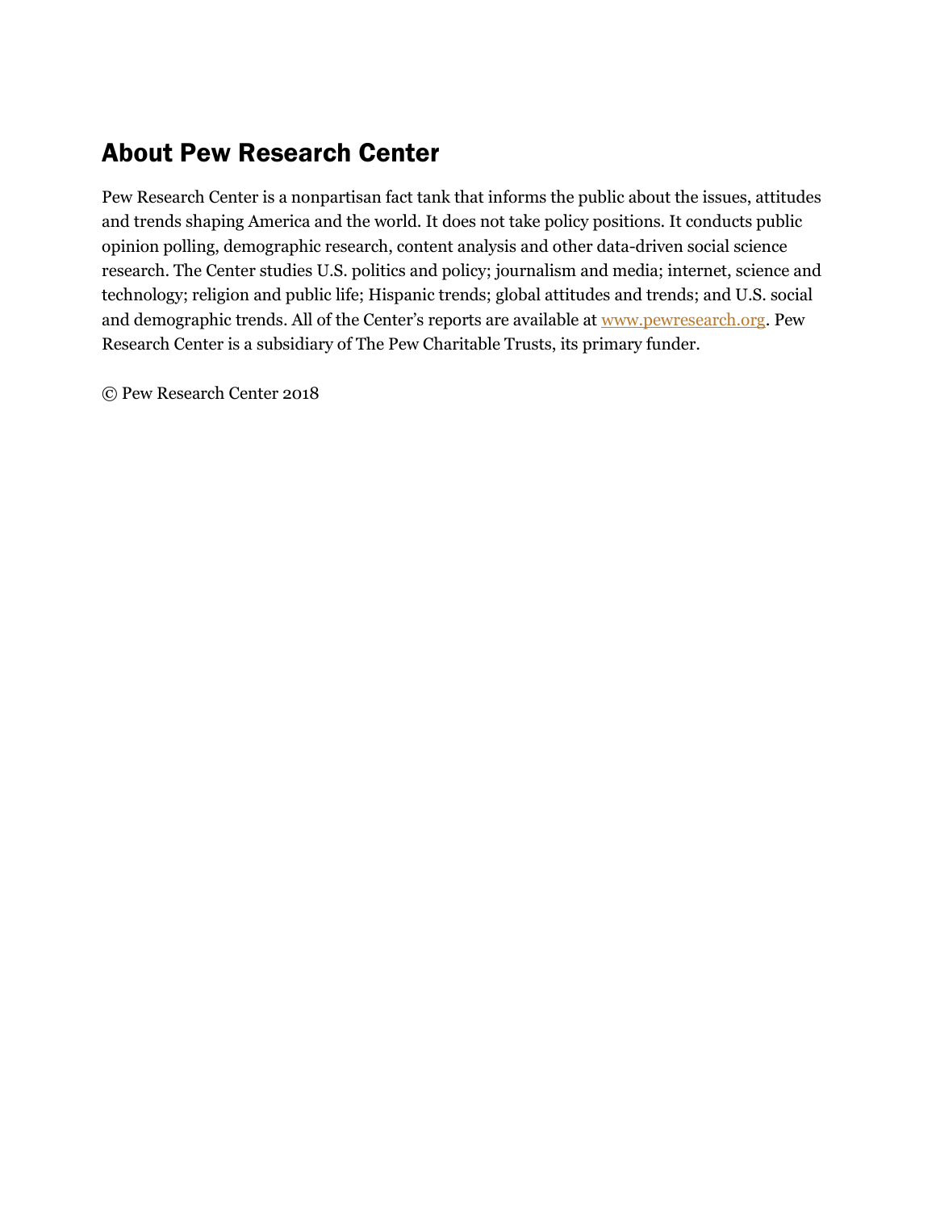## About Pew Research Center

Pew Research Center is a nonpartisan fact tank that informs the public about the issues, attitudes and trends shaping America and the world. It does not take policy positions. It conducts public opinion polling, demographic research, content analysis and other data-driven social science research. The Center studies U.S. politics and policy; journalism and media; internet, science and technology; religion and public life; Hispanic trends; global attitudes and trends; and U.S. social and demographic trends. All of the Center's reports are available at [www.pewresearch.org](http://www.pewresearch.org). Pew Research Center is a subsidiary of The Pew Charitable Trusts, its primary funder.

© Pew Research Center 2018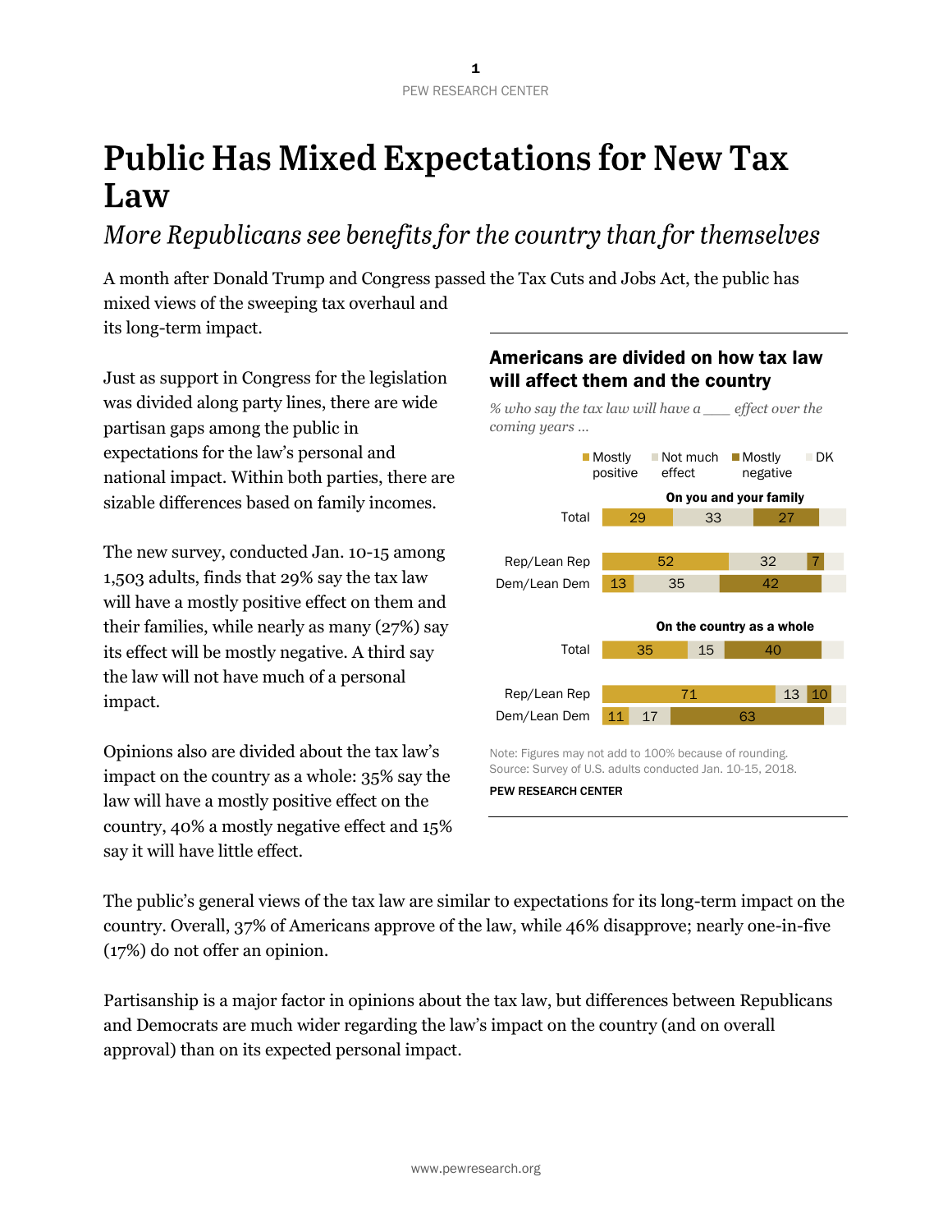# Public Has Mixed Expectations for New Tax Law

*More Republicans see benefits for the country than for themselves*

A month after Donald Trump and Congress passed the Tax Cuts and Jobs Act, the public has mixed views of the sweeping tax overhaul and its long-term impact.

Just as support in Congress for the legislation was divided along party lines, there are wide partisan gaps among the public in expectations for the law's personal and national impact. Within both parties, there are sizable differences based on family incomes.

The new survey, conducted Jan. 10-15 among 1,503 adults, finds that 29% say the tax law will have a mostly positive effect on them and their families, while nearly as many (27%) say its effect will be mostly negative. A third say the law will not have much of a personal impact.

Opinions also are divided about the tax law's impact on the country as a whole: 35% say the law will have a mostly positive effect on the country, 40% a mostly negative effect and 15% say it will have little effect.

**Americans are divided on how tax law will affect them and the country**

*% who say the tax law will have a ___ effect over the coming years …*

| | Mostly positive | Not much effect | Mostly negative | DK |
|---|---|---|---|---|
| **On you and your family** | | | | |
| Total | 29 | 33 | 27 | |
| Rep/Lean Rep | 52 | 32 | 7 | |
| Dem/Lean Dem | 13 | 35 | 42 | |
| **On the country as a whole** | | | | |
| Total | 35 | 15 | 40 | |
| Rep/Lean Rep | 71 | 13 | 10 | |
| Dem/Lean Dem | 11 | 17 | 63 | |

Note: Figures may not add to 100% because of rounding.
Source: Survey of U.S. adults conducted Jan. 10-15, 2018.

PEW RESEARCH CENTER

The public's general views of the tax law are similar to expectations for its long-term impact on the country. Overall, 37% of Americans approve of the law, while 46% disapprove; nearly one-in-five (17%) do not offer an opinion.

Partisanship is a major factor in opinions about the tax law, but differences between Republicans and Democrats are much wider regarding the law's impact on the country (and on overall approval) than on its expected personal impact.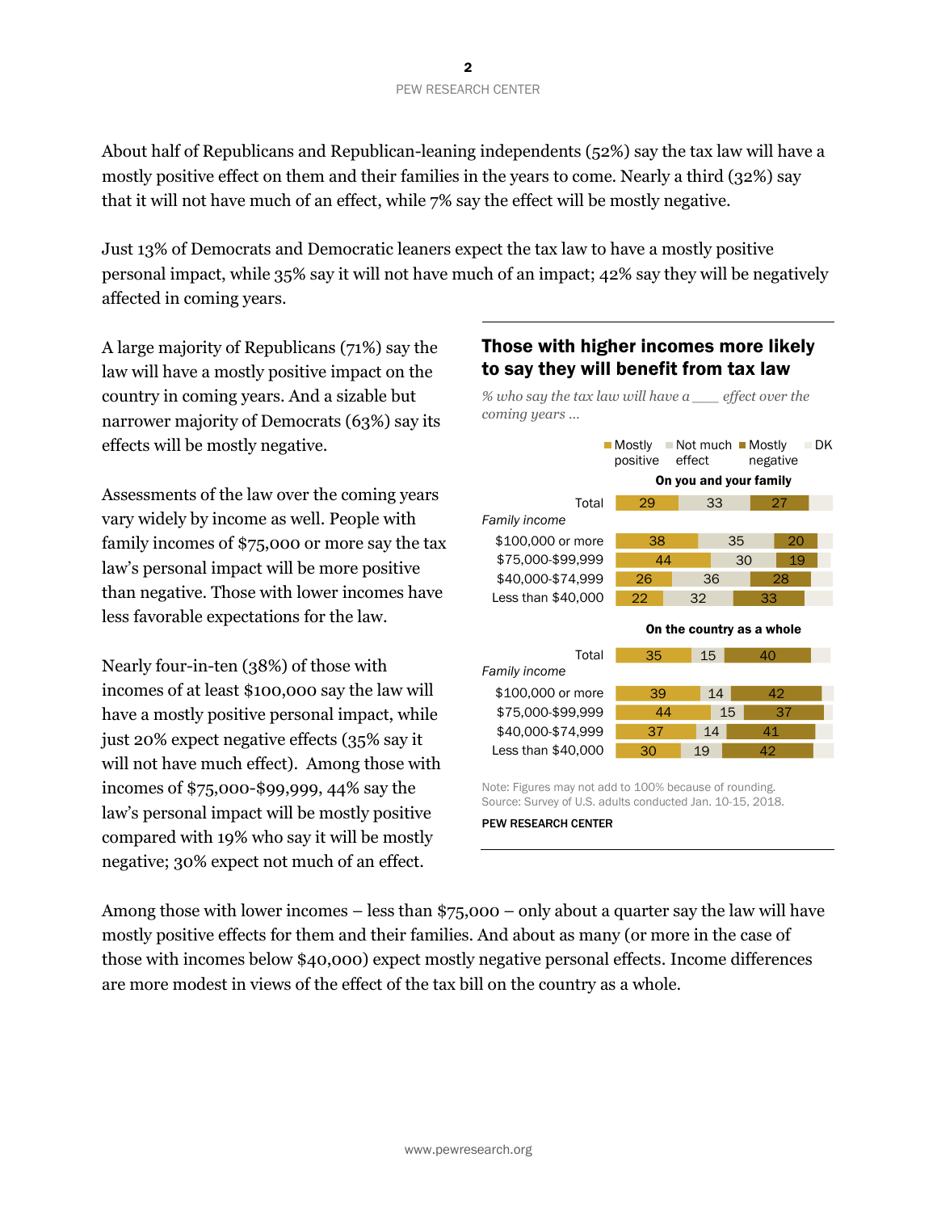About half of Republicans and Republican-leaning independents (52%) say the tax law will have a mostly positive effect on them and their families in the years to come. Nearly a third (32%) say that it will not have much of an effect, while 7% say the effect will be mostly negative.

Just 13% of Democrats and Democratic leaners expect the tax law to have a mostly positive personal impact, while 35% say it will not have much of an impact; 42% say they will be negatively affected in coming years.

A large majority of Republicans (71%) say the law will have a mostly positive impact on the country in coming years. And a sizable but narrower majority of Democrats (63%) say its effects will be mostly negative.

Assessments of the law over the coming years vary widely by income as well. People with family incomes of $75,000 or more say the tax law's personal impact will be more positive than negative. Those with lower incomes have less favorable expectations for the law.

Nearly four-in-ten (38%) of those with incomes of at least $100,000 say the law will have a mostly positive personal impact, while just 20% expect negative effects (35% say it will not have much effect). Among those with incomes of $75,000-$99,999, 44% say the law's personal impact will be mostly positive compared with 19% who say it will be mostly negative; 30% expect not much of an effect.

### Those with higher incomes more likely to say they will benefit from tax law

*% who say the tax law will have a ___ effect over the coming years ...*

**On you and your family**

| | Mostly positive | Not much effect | Mostly negative | DK |
|---|---|---|---|---|
| Total | 29 | 33 | 27 | |
| *Family income* | | | | |
| $100,000 or more | 38 | 35 | 20 | |
| $75,000-$99,999 | 44 | 30 | 19 | |
| $40,000-$74,999 | 26 | 36 | 28 | |
| Less than $40,000 | 22 | 32 | 33 | |

**On the country as a whole**

| | Mostly positive | Not much effect | Mostly negative | DK |
|---|---|---|---|---|
| Total | 35 | 15 | 40 | |
| *Family income* | | | | |
| $100,000 or more | 39 | 14 | 42 | |
| $75,000-$99,999 | 44 | 15 | 37 | |
| $40,000-$74,999 | 37 | 14 | 41 | |
| Less than $40,000 | 30 | 19 | 42 | |

Note: Figures may not add to 100% because of rounding.
Source: Survey of U.S. adults conducted Jan. 10-15, 2018.

PEW RESEARCH CENTER

Among those with lower incomes – less than $75,000 – only about a quarter say the law will have mostly positive effects for them and their families. And about as many (or more in the case of those with incomes below $40,000) expect mostly negative personal effects. Income differences are more modest in views of the effect of the tax bill on the country as a whole.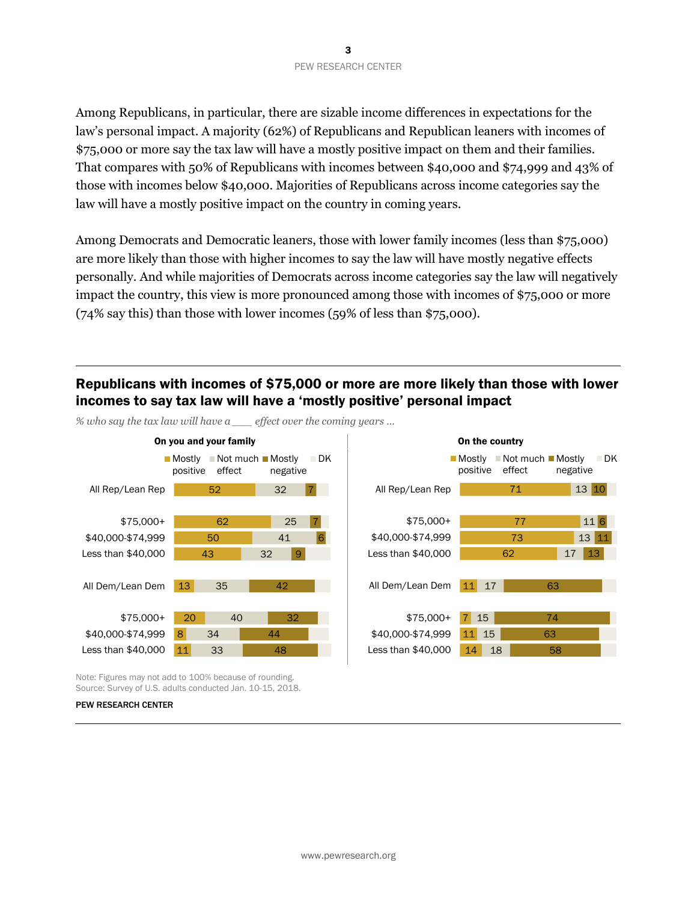Among Republicans, in particular, there are sizable income differences in expectations for the law's personal impact. A majority (62%) of Republicans and Republican leaners with incomes of $75,000 or more say the tax law will have a mostly positive impact on them and their families. That compares with 50% of Republicans with incomes between $40,000 and $74,999 and 43% of those with incomes below $40,000. Majorities of Republicans across income categories say the law will have a mostly positive impact on the country in coming years.

Among Democrats and Democratic leaners, those with lower family incomes (less than $75,000) are more likely than those with higher incomes to say the law will have mostly negative effects personally. And while majorities of Democrats across income categories say the law will negatively impact the country, this view is more pronounced among those with incomes of $75,000 or more (74% say this) than those with lower incomes (59% of less than $75,000).

## Republicans with incomes of $75,000 or more are more likely than those with lower incomes to say tax law will have a 'mostly positive' personal impact

*% who say the tax law will have a ___ effect over the coming years ...*

| | On you and your family | | | On the country | | |
|---|---|---|---|---|---|---|
| | Mostly positive | Not much effect | Mostly negative | Mostly positive | Not much effect | Mostly negative |
| All Rep/Lean Rep | 52 | 32 | 7 | 71 | 13 | 10 |
| $75,000+ | 62 | 25 | 7 | 77 | 11 | 6 |
| $40,000-$74,999 | 50 | 41 | 6 | 73 | 13 | 11 |
| Less than $40,000 | 43 | 32 | 9 | 62 | 17 | 13 |
| All Dem/Lean Dem | 13 | 35 | 42 | 11 | 17 | 63 |
| $75,000+ | 20 | 40 | 32 | 7 | 15 | 74 |
| $40,000-$74,999 | 8 | 34 | 44 | 11 | 15 | 63 |
| Less than $40,000 | 11 | 33 | 48 | 14 | 18 | 58 |

Note: Figures may not add to 100% because of rounding.
Source: Survey of U.S. adults conducted Jan. 10-15, 2018.

PEW RESEARCH CENTER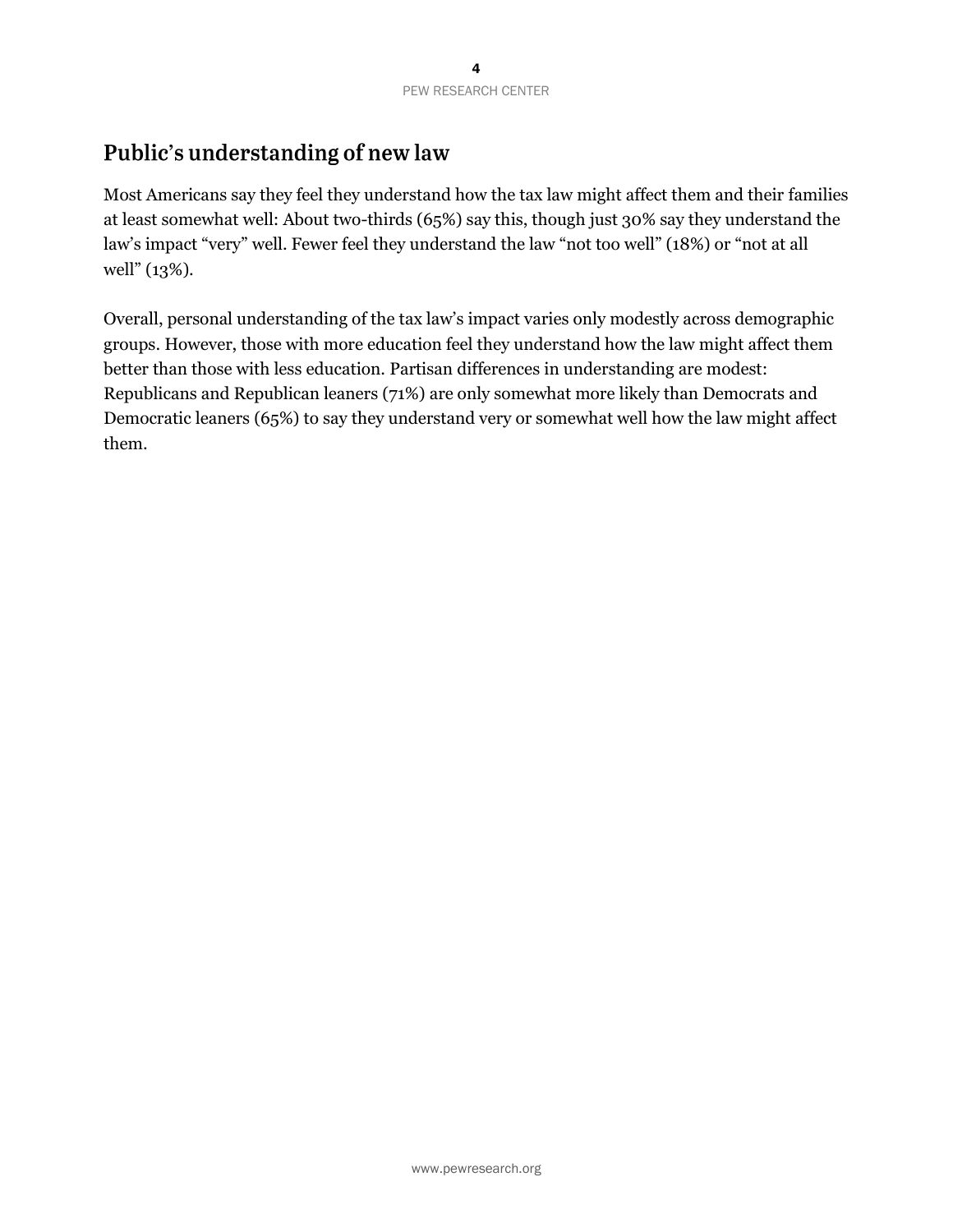## Public's understanding of new law

Most Americans say they feel they understand how the tax law might affect them and their families at least somewhat well: About two-thirds (65%) say this, though just 30% say they understand the law's impact "very" well. Fewer feel they understand the law "not too well" (18%) or "not at all well" (13%).

Overall, personal understanding of the tax law's impact varies only modestly across demographic groups. However, those with more education feel they understand how the law might affect them better than those with less education. Partisan differences in understanding are modest: Republicans and Republican leaners (71%) are only somewhat more likely than Democrats and Democratic leaners (65%) to say they understand very or somewhat well how the law might affect them.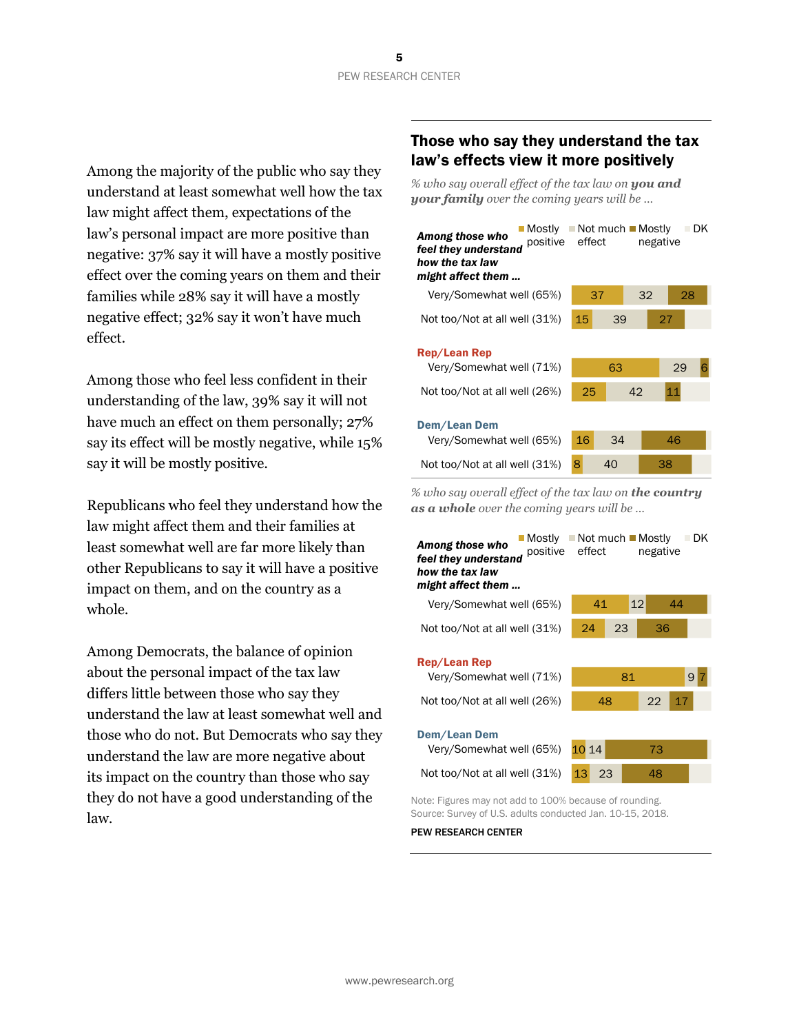Among the majority of the public who say they understand at least somewhat well how the tax law might affect them, expectations of the law's personal impact are more positive than negative: 37% say it will have a mostly positive effect over the coming years on them and their families while 28% say it will have a mostly negative effect; 32% say it won't have much effect.

Among those who feel less confident in their understanding of the law, 39% say it will not have much an effect on them personally; 27% say its effect will be mostly negative, while 15% say it will be mostly positive.

Republicans who feel they understand how the law might affect them and their families at least somewhat well are far more likely than other Republicans to say it will have a positive impact on them, and on the country as a whole.

Among Democrats, the balance of opinion about the personal impact of the tax law differs little between those who say they understand the law at least somewhat well and those who do not. But Democrats who say they understand the law are more negative about its impact on the country than those who say they do not have a good understanding of the law.

## Those who say they understand the tax law's effects view it more positively

*% who say overall effect of the tax law on **you and your family** over the coming years will be ...*

| Among those who feel they understand how the tax law might affect them ... | Mostly positive | Not much effect | Mostly negative | DK |
|---|---|---|---|---|
| Very/Somewhat well (65%) | 37 | 32 | 28 | |
| Not too/Not at all well (31%) | 15 | 39 | 27 | |
| **Rep/Lean Rep** | | | | |
| Very/Somewhat well (71%) | 63 | 29 | 6 | |
| Not too/Not at all well (26%) | 25 | 42 | 11 | |
| **Dem/Lean Dem** | | | | |
| Very/Somewhat well (65%) | 16 | 34 | 46 | |
| Not too/Not at all well (31%) | 8 | 40 | 38 | |

*% who say overall effect of the tax law on **the country as a whole** over the coming years will be ...*

| Among those who feel they understand how the tax law might affect them ... | Mostly positive | Not much effect | Mostly negative | DK |
|---|---|---|---|---|
| Very/Somewhat well (65%) | 41 | 12 | 44 | |
| Not too/Not at all well (31%) | 24 | 23 | 36 | |
| **Rep/Lean Rep** | | | | |
| Very/Somewhat well (71%) | 81 | 9 | 7 | |
| Not too/Not at all well (26%) | 48 | 22 | 17 | |
| **Dem/Lean Dem** | | | | |
| Very/Somewhat well (65%) | 10 | 14 | 73 | |
| Not too/Not at all well (31%) | 13 | 23 | 48 | |

Note: Figures may not add to 100% because of rounding.
Source: Survey of U.S. adults conducted Jan. 10-15, 2018.

PEW RESEARCH CENTER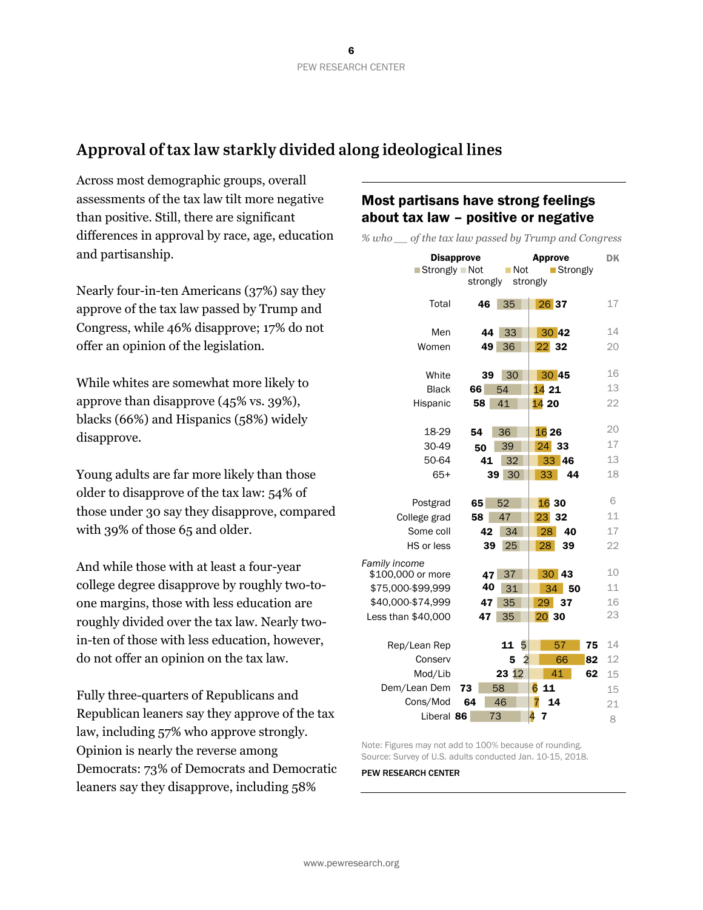## Approval of tax law starkly divided along ideological lines

Across most demographic groups, overall assessments of the tax law tilt more negative than positive. Still, there are significant differences in approval by race, age, education and partisanship.

Nearly four-in-ten Americans (37%) say they approve of the tax law passed by Trump and Congress, while 46% disapprove; 17% do not offer an opinion of the legislation.

While whites are somewhat more likely to approve than disapprove (45% vs. 39%), blacks (66%) and Hispanics (58%) widely disapprove.

Young adults are far more likely than those older to disapprove of the tax law: 54% of those under 30 say they disapprove, compared with 39% of those 65 and older.

And while those with at least a four-year college degree disapprove by roughly two-to-one margins, those with less education are roughly divided over the tax law. Nearly two-in-ten of those with less education, however, do not offer an opinion on the tax law.

Fully three-quarters of Republicans and Republican leaners say they approve of the tax law, including 57% who approve strongly. Opinion is nearly the reverse among Democrats: 73% of Democrats and Democratic leaners say they disapprove, including 58%

### Most partisans have strong feelings about tax law – positive or negative

*% who __ of the tax law passed by Trump and Congress*

| | Disapprove | Disapprove: Strongly | Approve: Strongly | Approve | DK |
|---|---|---|---|---|---|
| Total | 46 | 35 | 26 | 37 | 17 |
| Men | 44 | 33 | 30 | 42 | 14 |
| Women | 49 | 36 | 22 | 32 | 20 |
| White | 39 | 30 | 30 | 45 | 16 |
| Black | 66 | 54 | 14 | 21 | 13 |
| Hispanic | 58 | 41 | 14 | 20 | 22 |
| 18-29 | 54 | 36 | 16 | 26 | 20 |
| 30-49 | 50 | 39 | 24 | 33 | 17 |
| 50-64 | 41 | 32 | 33 | 46 | 13 |
| 65+ | 39 | 30 | 33 | 44 | 18 |
| Postgrad | 65 | 52 | 16 | 30 | 6 |
| College grad | 58 | 47 | 23 | 32 | 11 |
| Some coll | 42 | 34 | 28 | 40 | 17 |
| HS or less | 39 | 25 | 28 | 39 | 22 |
| *Family income* | | | | | |
| $100,000 or more | 47 | 37 | 30 | 43 | 10 |
| $75,000-$99,999 | 40 | 31 | 34 | 50 | 11 |
| $40,000-$74,999 | 47 | 35 | 29 | 37 | 16 |
| Less than $40,000 | 47 | 35 | 20 | 30 | 23 |
| Rep/Lean Rep | 11 | 5 | 57 | 75 | 14 |
| Conserv | 5 | 2 | 66 | 82 | 12 |
| Mod/Lib | 23 | 12 | 41 | 62 | 15 |
| Dem/Lean Dem | 73 | 58 | 6 | 11 | 15 |
| Cons/Mod | 64 | 46 | 7 | 14 | 21 |
| Liberal | 86 | 73 | 4 | 7 | 8 |

Note: Figures may not add to 100% because of rounding.
Source: Survey of U.S. adults conducted Jan. 10-15, 2018.

PEW RESEARCH CENTER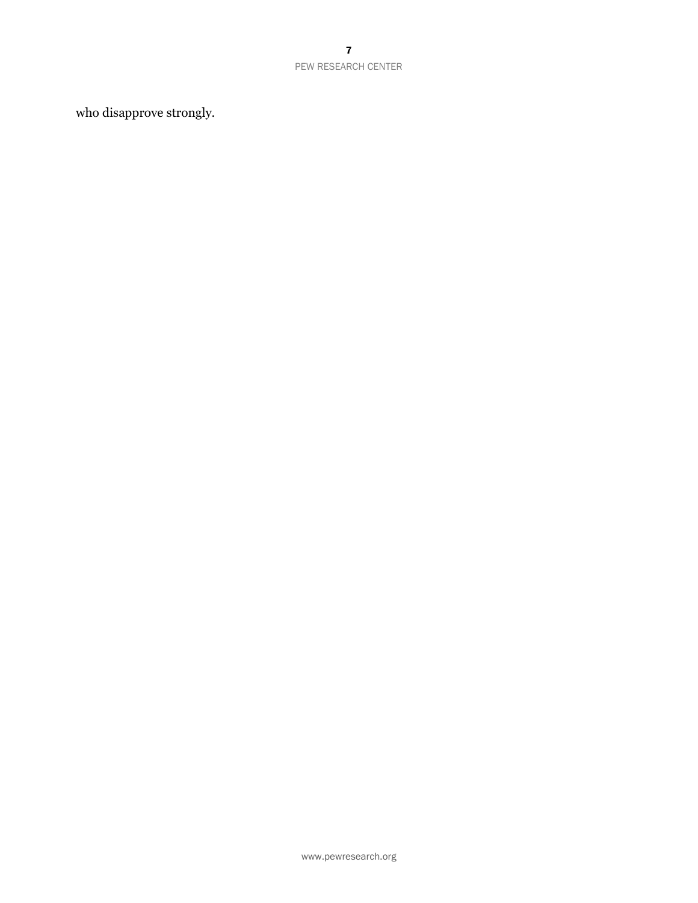who disapprove strongly.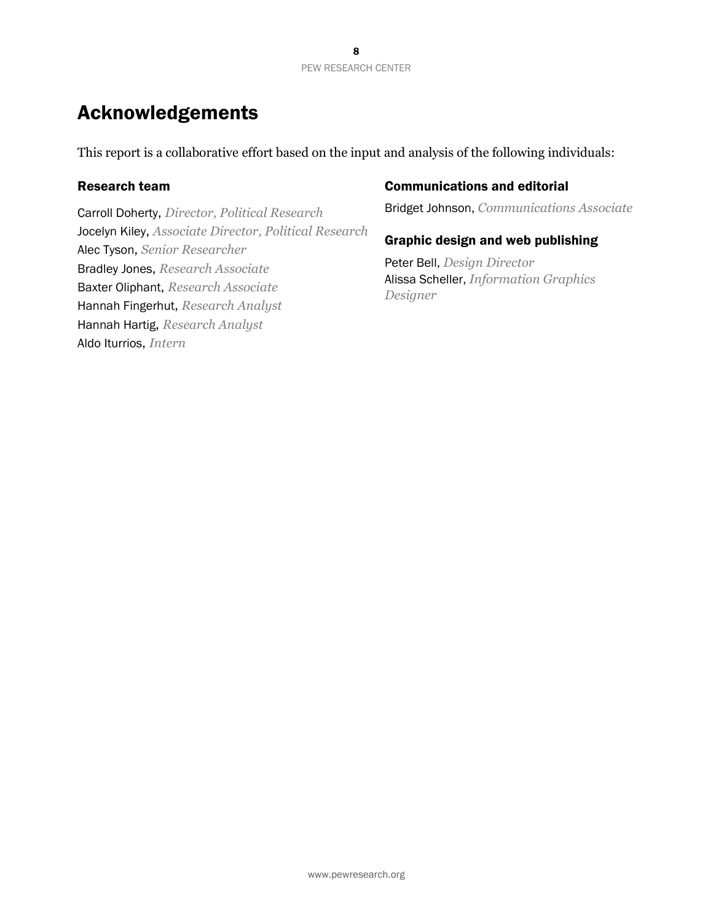# Acknowledgements

This report is a collaborative effort based on the input and analysis of the following individuals:

## Research team

Carroll Doherty, *Director, Political Research*
Jocelyn Kiley, *Associate Director, Political Research*
Alec Tyson, *Senior Researcher*
Bradley Jones, *Research Associate*
Baxter Oliphant, *Research Associate*
Hannah Fingerhut, *Research Analyst*
Hannah Hartig, *Research Analyst*
Aldo Iturrios, *Intern*

## Communications and editorial

Bridget Johnson, *Communications Associate*

## Graphic design and web publishing

Peter Bell, *Design Director*
Alissa Scheller, *Information Graphics Designer*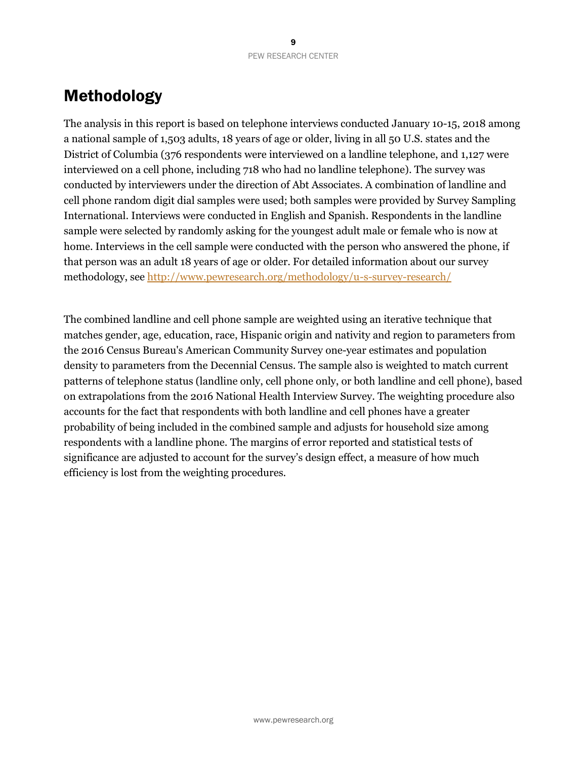# Methodology

The analysis in this report is based on telephone interviews conducted January 10-15, 2018 among a national sample of 1,503 adults, 18 years of age or older, living in all 50 U.S. states and the District of Columbia (376 respondents were interviewed on a landline telephone, and 1,127 were interviewed on a cell phone, including 718 who had no landline telephone). The survey was conducted by interviewers under the direction of Abt Associates. A combination of landline and cell phone random digit dial samples were used; both samples were provided by Survey Sampling International. Interviews were conducted in English and Spanish. Respondents in the landline sample were selected by randomly asking for the youngest adult male or female who is now at home. Interviews in the cell sample were conducted with the person who answered the phone, if that person was an adult 18 years of age or older. For detailed information about our survey methodology, see [http://www.pewresearch.org/methodology/u-s-survey-research/](http://www.pewresearch.org/methodology/u-s-survey-research/)

The combined landline and cell phone sample are weighted using an iterative technique that matches gender, age, education, race, Hispanic origin and nativity and region to parameters from the 2016 Census Bureau's American Community Survey one-year estimates and population density to parameters from the Decennial Census. The sample also is weighted to match current patterns of telephone status (landline only, cell phone only, or both landline and cell phone), based on extrapolations from the 2016 National Health Interview Survey. The weighting procedure also accounts for the fact that respondents with both landline and cell phones have a greater probability of being included in the combined sample and adjusts for household size among respondents with a landline phone. The margins of error reported and statistical tests of significance are adjusted to account for the survey's design effect, a measure of how much efficiency is lost from the weighting procedures.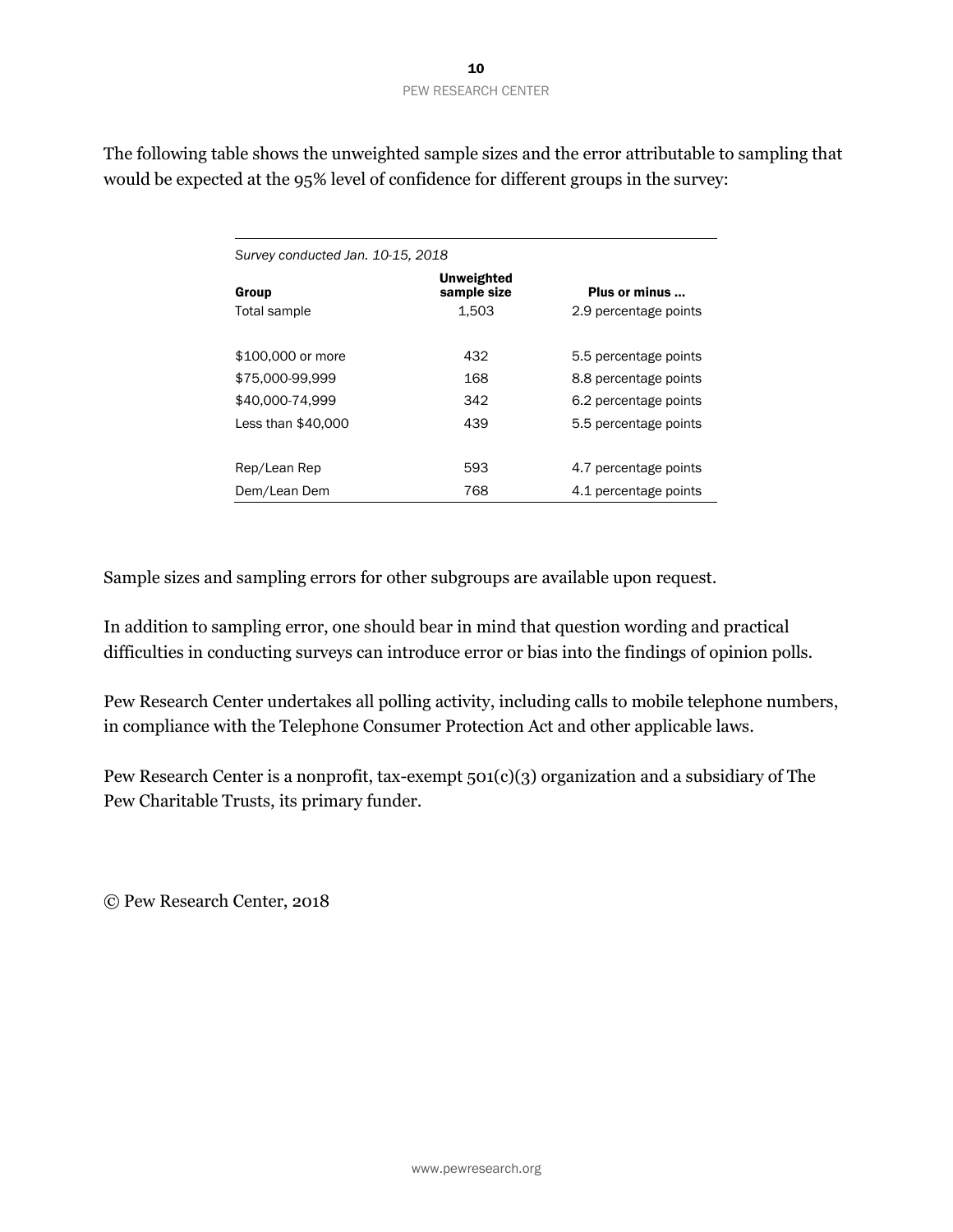The following table shows the unweighted sample sizes and the error attributable to sampling that would be expected at the 95% level of confidence for different groups in the survey:

*Survey conducted Jan. 10-15, 2018*

| Group | Unweighted sample size | Plus or minus ... |
|---|---|---|
| Total sample | 1,503 | 2.9 percentage points |
| | | |
| $100,000 or more | 432 | 5.5 percentage points |
| $75,000-99,999 | 168 | 8.8 percentage points |
| $40,000-74,999 | 342 | 6.2 percentage points |
| Less than $40,000 | 439 | 5.5 percentage points |
| | | |
| Rep/Lean Rep | 593 | 4.7 percentage points |
| Dem/Lean Dem | 768 | 4.1 percentage points |

Sample sizes and sampling errors for other subgroups are available upon request.

In addition to sampling error, one should bear in mind that question wording and practical difficulties in conducting surveys can introduce error or bias into the findings of opinion polls.

Pew Research Center undertakes all polling activity, including calls to mobile telephone numbers, in compliance with the Telephone Consumer Protection Act and other applicable laws.

Pew Research Center is a nonprofit, tax-exempt 501(c)(3) organization and a subsidiary of The Pew Charitable Trusts, its primary funder.

© Pew Research Center, 2018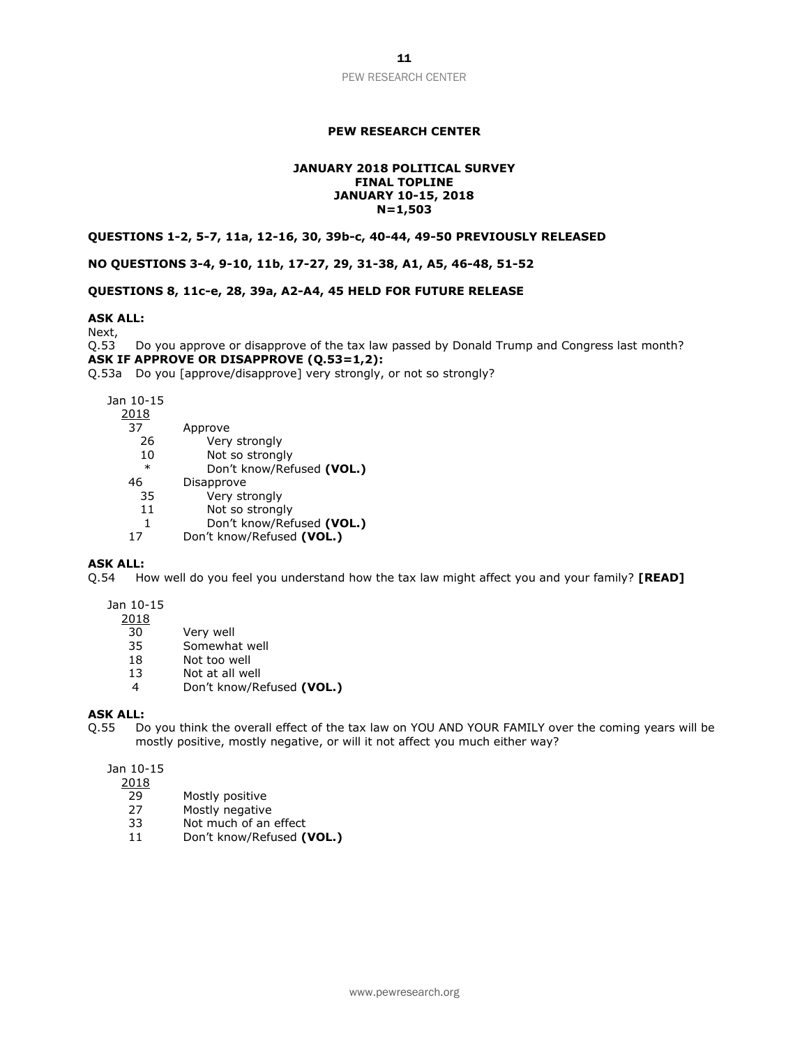**PEW RESEARCH CENTER**

**JANUARY 2018 POLITICAL SURVEY**
**FINAL TOPLINE**
**JANUARY 10-15, 2018**
**N=1,503**

**QUESTIONS 1-2, 5-7, 11a, 12-16, 30, 39b-c, 40-44, 49-50 PREVIOUSLY RELEASED**

**NO QUESTIONS 3-4, 9-10, 11b, 17-27, 29, 31-38, A1, A5, 46-48, 51-52**

**QUESTIONS 8, 11c-e, 28, 39a, A2-A4, 45 HELD FOR FUTURE RELEASE**

**ASK ALL:**
Next,
Q.53 Do you approve or disapprove of the tax law passed by Donald Trump and Congress last month?
**ASK IF APPROVE OR DISAPPROVE (Q.53=1,2):**
Q.53a Do you [approve/disapprove] very strongly, or not so strongly?

| Jan 10-15 2018 | |
|---|---|
| 37 | Approve |
| 26 | Very strongly |
| 10 | Not so strongly |
| * | Don't know/Refused **(VOL.)** |
| 46 | Disapprove |
| 35 | Very strongly |
| 11 | Not so strongly |
| 1 | Don't know/Refused **(VOL.)** |
| 17 | Don't know/Refused **(VOL.)** |

**ASK ALL:**
Q.54 How well do you feel you understand how the tax law might affect you and your family? **[READ]**

| Jan 10-15 2018 | |
|---|---|
| 30 | Very well |
| 35 | Somewhat well |
| 18 | Not too well |
| 13 | Not at all well |
| 4 | Don't know/Refused **(VOL.)** |

**ASK ALL:**
Q.55 Do you think the overall effect of the tax law on YOU AND YOUR FAMILY over the coming years will be mostly positive, mostly negative, or will it not affect you much either way?

| Jan 10-15 2018 | |
|---|---|
| 29 | Mostly positive |
| 27 | Mostly negative |
| 33 | Not much of an effect |
| 11 | Don't know/Refused **(VOL.)** |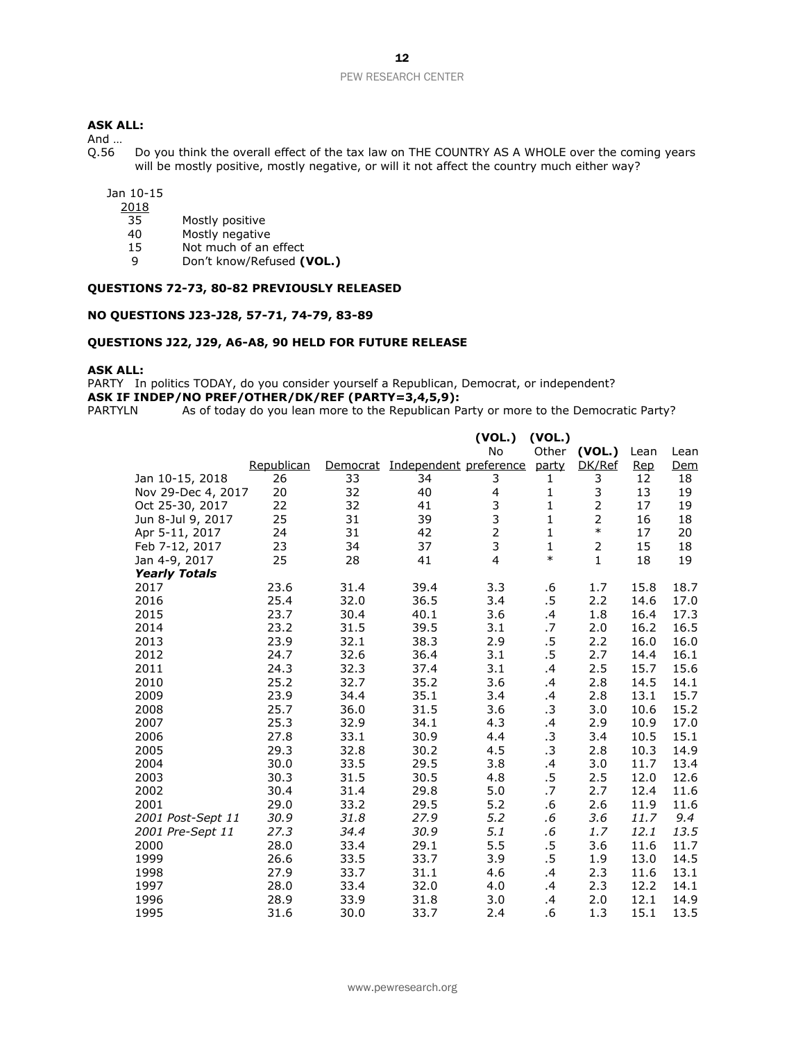**ASK ALL:**

And …

Q.56 Do you think the overall effect of the tax law on THE COUNTRY AS A WHOLE over the coming years will be mostly positive, mostly negative, or will it not affect the country much either way?

| Jan 10-15 2018 | |
|---|---|
| 35 | Mostly positive |
| 40 | Mostly negative |
| 15 | Not much of an effect |
| 9 | Don't know/Refused **(VOL.)** |

**QUESTIONS 72-73, 80-82 PREVIOUSLY RELEASED**

**NO QUESTIONS J23-J28, 57-71, 74-79, 83-89**

**QUESTIONS J22, J29, A6-A8, 90 HELD FOR FUTURE RELEASE**

**ASK ALL:**

PARTY In politics TODAY, do you consider yourself a Republican, Democrat, or independent?

**ASK IF INDEP/NO PREF/OTHER/DK/REF (PARTY=3,4,5,9):**

PARTYLN As of today do you lean more to the Republican Party or more to the Democratic Party?

| | Republican | Democrat | Independent | **(VOL.)** No preference | **(VOL.)** Other party | **(VOL.)** DK/Ref | Lean Rep | Lean Dem |
|---|---|---|---|---|---|---|---|---|
| Jan 10-15, 2018 | 26 | 33 | 34 | 3 | 1 | 3 | 12 | 18 |
| Nov 29-Dec 4, 2017 | 20 | 32 | 40 | 4 | 1 | 3 | 13 | 19 |
| Oct 25-30, 2017 | 22 | 32 | 41 | 3 | 1 | 2 | 17 | 19 |
| Jun 8-Jul 9, 2017 | 25 | 31 | 39 | 3 | 1 | 2 | 16 | 18 |
| Apr 5-11, 2017 | 24 | 31 | 42 | 2 | 1 | * | 17 | 20 |
| Feb 7-12, 2017 | 23 | 34 | 37 | 3 | 1 | 2 | 15 | 18 |
| Jan 4-9, 2017 | 25 | 28 | 41 | 4 | * | 1 | 18 | 19 |
| ***Yearly Totals*** | | | | | | | | |
| 2017 | 23.6 | 31.4 | 39.4 | 3.3 | .6 | 1.7 | 15.8 | 18.7 |
| 2016 | 25.4 | 32.0 | 36.5 | 3.4 | .5 | 2.2 | 14.6 | 17.0 |
| 2015 | 23.7 | 30.4 | 40.1 | 3.6 | .4 | 1.8 | 16.4 | 17.3 |
| 2014 | 23.2 | 31.5 | 39.5 | 3.1 | .7 | 2.0 | 16.2 | 16.5 |
| 2013 | 23.9 | 32.1 | 38.3 | 2.9 | .5 | 2.2 | 16.0 | 16.0 |
| 2012 | 24.7 | 32.6 | 36.4 | 3.1 | .5 | 2.7 | 14.4 | 16.1 |
| 2011 | 24.3 | 32.3 | 37.4 | 3.1 | .4 | 2.5 | 15.7 | 15.6 |
| 2010 | 25.2 | 32.7 | 35.2 | 3.6 | .4 | 2.8 | 14.5 | 14.1 |
| 2009 | 23.9 | 34.4 | 35.1 | 3.4 | .4 | 2.8 | 13.1 | 15.7 |
| 2008 | 25.7 | 36.0 | 31.5 | 3.6 | .3 | 3.0 | 10.6 | 15.2 |
| 2007 | 25.3 | 32.9 | 34.1 | 4.3 | .4 | 2.9 | 10.9 | 17.0 |
| 2006 | 27.8 | 33.1 | 30.9 | 4.4 | .3 | 3.4 | 10.5 | 15.1 |
| 2005 | 29.3 | 32.8 | 30.2 | 4.5 | .3 | 2.8 | 10.3 | 14.9 |
| 2004 | 30.0 | 33.5 | 29.5 | 3.8 | .4 | 3.0 | 11.7 | 13.4 |
| 2003 | 30.3 | 31.5 | 30.5 | 4.8 | .5 | 2.5 | 12.0 | 12.6 |
| 2002 | 30.4 | 31.4 | 29.8 | 5.0 | .7 | 2.7 | 12.4 | 11.6 |
| 2001 | 29.0 | 33.2 | 29.5 | 5.2 | .6 | 2.6 | 11.9 | 11.6 |
| *2001 Post-Sept 11* | *30.9* | *31.8* | *27.9* | *5.2* | *.6* | *3.6* | *11.7* | *9.4* |
| *2001 Pre-Sept 11* | *27.3* | *34.4* | *30.9* | *5.1* | *.6* | *1.7* | *12.1* | *13.5* |
| 2000 | 28.0 | 33.4 | 29.1 | 5.5 | .5 | 3.6 | 11.6 | 11.7 |
| 1999 | 26.6 | 33.5 | 33.7 | 3.9 | .5 | 1.9 | 13.0 | 14.5 |
| 1998 | 27.9 | 33.7 | 31.1 | 4.6 | .4 | 2.3 | 11.6 | 13.1 |
| 1997 | 28.0 | 33.4 | 32.0 | 4.0 | .4 | 2.3 | 12.2 | 14.1 |
| 1996 | 28.9 | 33.9 | 31.8 | 3.0 | .4 | 2.0 | 12.1 | 14.9 |
| 1995 | 31.6 | 30.0 | 33.7 | 2.4 | .6 | 1.3 | 15.1 | 13.5 |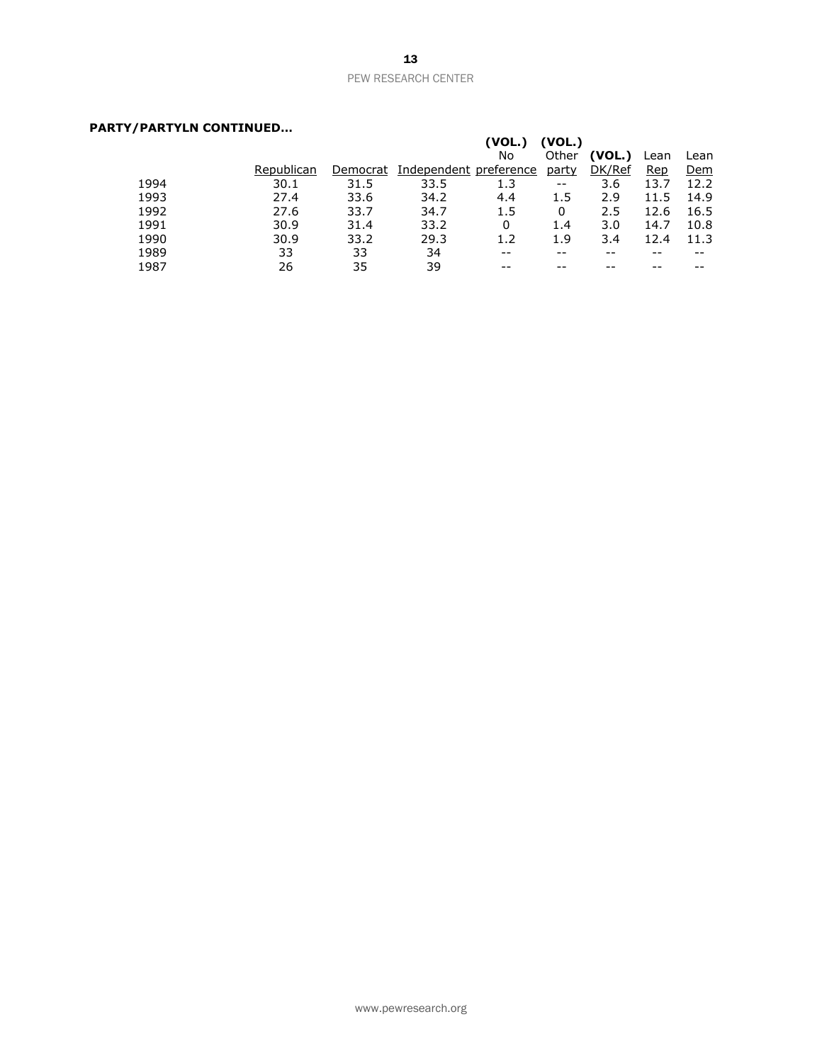**PARTY/PARTYLN CONTINUED…**

| | Republican | Democrat | Independent | **(VOL.)** No preference | **(VOL.)** Other party | **(VOL.)** DK/Ref | Lean Rep | Lean Dem |
|---|---|---|---|---|---|---|---|---|
| 1994 | 30.1 | 31.5 | 33.5 | 1.3 | -- | 3.6 | 13.7 | 12.2 |
| 1993 | 27.4 | 33.6 | 34.2 | 4.4 | 1.5 | 2.9 | 11.5 | 14.9 |
| 1992 | 27.6 | 33.7 | 34.7 | 1.5 | 0 | 2.5 | 12.6 | 16.5 |
| 1991 | 30.9 | 31.4 | 33.2 | 0 | 1.4 | 3.0 | 14.7 | 10.8 |
| 1990 | 30.9 | 33.2 | 29.3 | 1.2 | 1.9 | 3.4 | 12.4 | 11.3 |
| 1989 | 33 | 33 | 34 | -- | -- | -- | -- | -- |
| 1987 | 26 | 35 | 39 | -- | -- | -- | -- | -- |